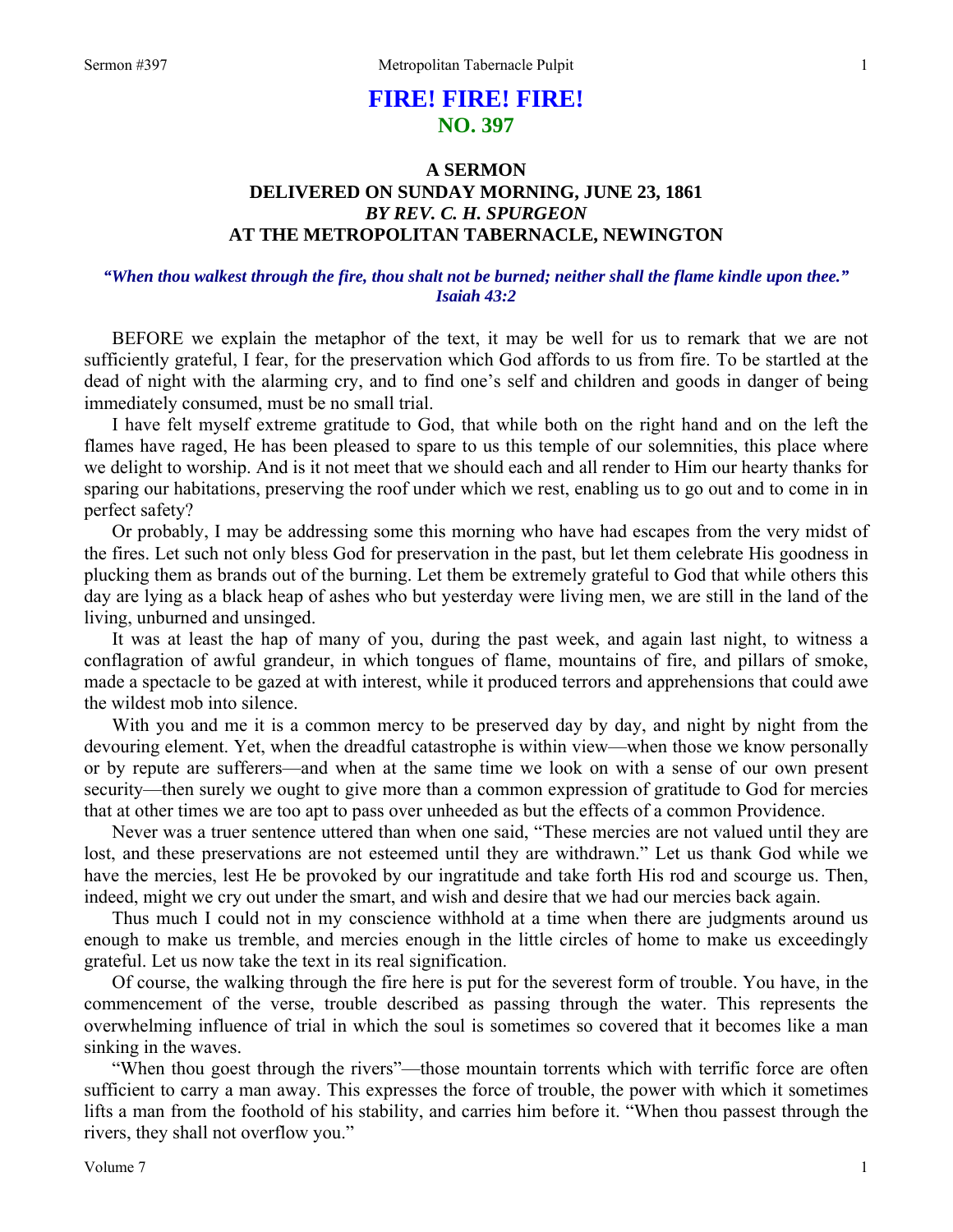# FIRE! FIRE! FIRE!
## NO. 397

### A SERMON
### DELIVERED ON SUNDAY MORNING, JUNE 23, 1861
### *BY REV. C. H. SPURGEON*
### AT THE METROPOLITAN TABERNACLE, NEWINGTON

***"When thou walkest through the fire, thou shalt not be burned; neither shall the flame kindle upon thee." Isaiah 43:2***

BEFORE we explain the metaphor of the text, it may be well for us to remark that we are not sufficiently grateful, I fear, for the preservation which God affords to us from fire. To be startled at the dead of night with the alarming cry, and to find one's self and children and goods in danger of being immediately consumed, must be no small trial.

I have felt myself extreme gratitude to God, that while both on the right hand and on the left the flames have raged, He has been pleased to spare to us this temple of our solemnities, this place where we delight to worship. And is it not meet that we should each and all render to Him our hearty thanks for sparing our habitations, preserving the roof under which we rest, enabling us to go out and to come in in perfect safety?

Or probably, I may be addressing some this morning who have had escapes from the very midst of the fires. Let such not only bless God for preservation in the past, but let them celebrate His goodness in plucking them as brands out of the burning. Let them be extremely grateful to God that while others this day are lying as a black heap of ashes who but yesterday were living men, we are still in the land of the living, unburned and unsinged.

It was at least the hap of many of you, during the past week, and again last night, to witness a conflagration of awful grandeur, in which tongues of flame, mountains of fire, and pillars of smoke, made a spectacle to be gazed at with interest, while it produced terrors and apprehensions that could awe the wildest mob into silence.

With you and me it is a common mercy to be preserved day by day, and night by night from the devouring element. Yet, when the dreadful catastrophe is within view—when those we know personally or by repute are sufferers—and when at the same time we look on with a sense of our own present security—then surely we ought to give more than a common expression of gratitude to God for mercies that at other times we are too apt to pass over unheeded as but the effects of a common Providence.

Never was a truer sentence uttered than when one said, "These mercies are not valued until they are lost, and these preservations are not esteemed until they are withdrawn." Let us thank God while we have the mercies, lest He be provoked by our ingratitude and take forth His rod and scourge us. Then, indeed, might we cry out under the smart, and wish and desire that we had our mercies back again.

Thus much I could not in my conscience withhold at a time when there are judgments around us enough to make us tremble, and mercies enough in the little circles of home to make us exceedingly grateful. Let us now take the text in its real signification.

Of course, the walking through the fire here is put for the severest form of trouble. You have, in the commencement of the verse, trouble described as passing through the water. This represents the overwhelming influence of trial in which the soul is sometimes so covered that it becomes like a man sinking in the waves.

"When thou goest through the rivers"—those mountain torrents which with terrific force are often sufficient to carry a man away. This expresses the force of trouble, the power with which it sometimes lifts a man from the foothold of his stability, and carries him before it. "When thou passest through the rivers, they shall not overflow you."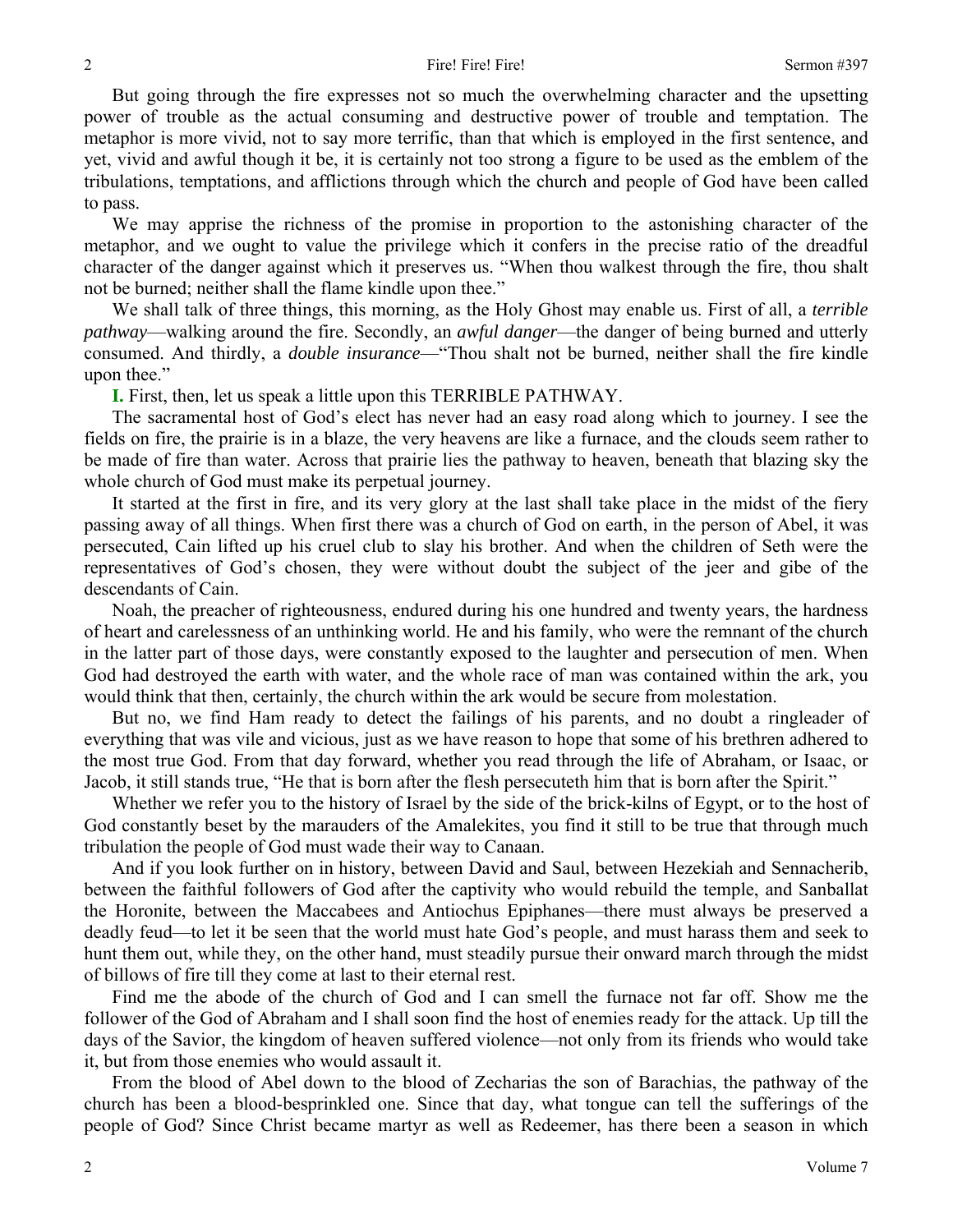But going through the fire expresses not so much the overwhelming character and the upsetting power of trouble as the actual consuming and destructive power of trouble and temptation. The metaphor is more vivid, not to say more terrific, than that which is employed in the first sentence, and yet, vivid and awful though it be, it is certainly not too strong a figure to be used as the emblem of the tribulations, temptations, and afflictions through which the church and people of God have been called to pass.

We may apprise the richness of the promise in proportion to the astonishing character of the metaphor, and we ought to value the privilege which it confers in the precise ratio of the dreadful character of the danger against which it preserves us. "When thou walkest through the fire, thou shalt not be burned; neither shall the flame kindle upon thee."

We shall talk of three things, this morning, as the Holy Ghost may enable us. First of all, a *terrible pathway*—walking around the fire. Secondly, an *awful danger*—the danger of being burned and utterly consumed. And thirdly, a *double insurance*—"Thou shalt not be burned, neither shall the fire kindle upon thee."

**I.** First, then, let us speak a little upon this TERRIBLE PATHWAY.

The sacramental host of God's elect has never had an easy road along which to journey. I see the fields on fire, the prairie is in a blaze, the very heavens are like a furnace, and the clouds seem rather to be made of fire than water. Across that prairie lies the pathway to heaven, beneath that blazing sky the whole church of God must make its perpetual journey.

It started at the first in fire, and its very glory at the last shall take place in the midst of the fiery passing away of all things. When first there was a church of God on earth, in the person of Abel, it was persecuted, Cain lifted up his cruel club to slay his brother. And when the children of Seth were the representatives of God's chosen, they were without doubt the subject of the jeer and gibe of the descendants of Cain.

Noah, the preacher of righteousness, endured during his one hundred and twenty years, the hardness of heart and carelessness of an unthinking world. He and his family, who were the remnant of the church in the latter part of those days, were constantly exposed to the laughter and persecution of men. When God had destroyed the earth with water, and the whole race of man was contained within the ark, you would think that then, certainly, the church within the ark would be secure from molestation.

But no, we find Ham ready to detect the failings of his parents, and no doubt a ringleader of everything that was vile and vicious, just as we have reason to hope that some of his brethren adhered to the most true God. From that day forward, whether you read through the life of Abraham, or Isaac, or Jacob, it still stands true, "He that is born after the flesh persecuteth him that is born after the Spirit."

Whether we refer you to the history of Israel by the side of the brick-kilns of Egypt, or to the host of God constantly beset by the marauders of the Amalekites, you find it still to be true that through much tribulation the people of God must wade their way to Canaan.

And if you look further on in history, between David and Saul, between Hezekiah and Sennacherib, between the faithful followers of God after the captivity who would rebuild the temple, and Sanballat the Horonite, between the Maccabees and Antiochus Epiphanes—there must always be preserved a deadly feud—to let it be seen that the world must hate God's people, and must harass them and seek to hunt them out, while they, on the other hand, must steadily pursue their onward march through the midst of billows of fire till they come at last to their eternal rest.

Find me the abode of the church of God and I can smell the furnace not far off. Show me the follower of the God of Abraham and I shall soon find the host of enemies ready for the attack. Up till the days of the Savior, the kingdom of heaven suffered violence—not only from its friends who would take it, but from those enemies who would assault it.

From the blood of Abel down to the blood of Zecharias the son of Barachias, the pathway of the church has been a blood-besprinkled one. Since that day, what tongue can tell the sufferings of the people of God? Since Christ became martyr as well as Redeemer, has there been a season in which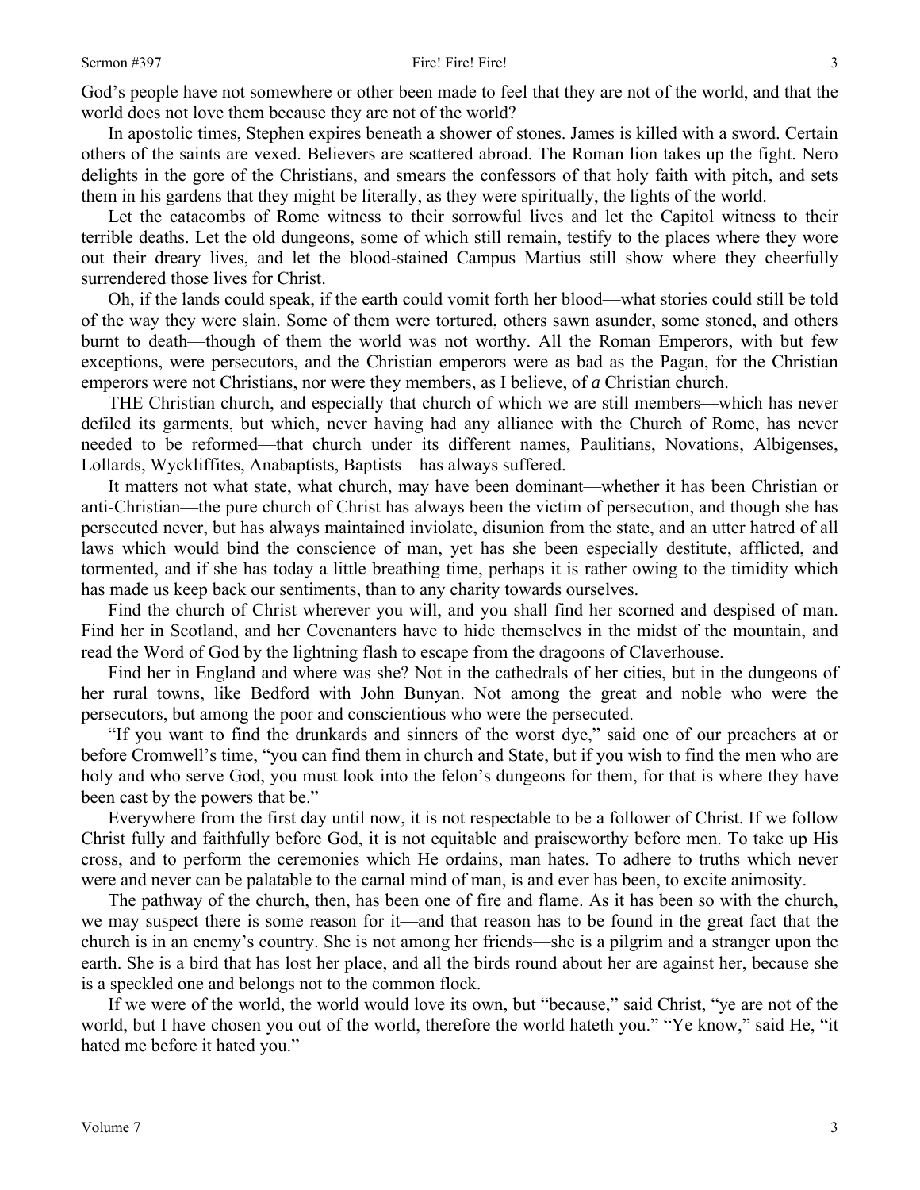God's people have not somewhere or other been made to feel that they are not of the world, and that the world does not love them because they are not of the world?

In apostolic times, Stephen expires beneath a shower of stones. James is killed with a sword. Certain others of the saints are vexed. Believers are scattered abroad. The Roman lion takes up the fight. Nero delights in the gore of the Christians, and smears the confessors of that holy faith with pitch, and sets them in his gardens that they might be literally, as they were spiritually, the lights of the world.

Let the catacombs of Rome witness to their sorrowful lives and let the Capitol witness to their terrible deaths. Let the old dungeons, some of which still remain, testify to the places where they wore out their dreary lives, and let the blood-stained Campus Martius still show where they cheerfully surrendered those lives for Christ.

Oh, if the lands could speak, if the earth could vomit forth her blood—what stories could still be told of the way they were slain. Some of them were tortured, others sawn asunder, some stoned, and others burnt to death—though of them the world was not worthy. All the Roman Emperors, with but few exceptions, were persecutors, and the Christian emperors were as bad as the Pagan, for the Christian emperors were not Christians, nor were they members, as I believe, of *a* Christian church.

THE Christian church, and especially that church of which we are still members—which has never defiled its garments, but which, never having had any alliance with the Church of Rome, has never needed to be reformed—that church under its different names, Paulitians, Novations, Albigenses, Lollards, Wyckliffites, Anabaptists, Baptists—has always suffered.

It matters not what state, what church, may have been dominant—whether it has been Christian or anti-Christian—the pure church of Christ has always been the victim of persecution, and though she has persecuted never, but has always maintained inviolate, disunion from the state, and an utter hatred of all laws which would bind the conscience of man, yet has she been especially destitute, afflicted, and tormented, and if she has today a little breathing time, perhaps it is rather owing to the timidity which has made us keep back our sentiments, than to any charity towards ourselves.

Find the church of Christ wherever you will, and you shall find her scorned and despised of man. Find her in Scotland, and her Covenanters have to hide themselves in the midst of the mountain, and read the Word of God by the lightning flash to escape from the dragoons of Claverhouse.

Find her in England and where was she? Not in the cathedrals of her cities, but in the dungeons of her rural towns, like Bedford with John Bunyan. Not among the great and noble who were the persecutors, but among the poor and conscientious who were the persecuted.

"If you want to find the drunkards and sinners of the worst dye," said one of our preachers at or before Cromwell's time, "you can find them in church and State, but if you wish to find the men who are holy and who serve God, you must look into the felon's dungeons for them, for that is where they have been cast by the powers that be."

Everywhere from the first day until now, it is not respectable to be a follower of Christ. If we follow Christ fully and faithfully before God, it is not equitable and praiseworthy before men. To take up His cross, and to perform the ceremonies which He ordains, man hates. To adhere to truths which never were and never can be palatable to the carnal mind of man, is and ever has been, to excite animosity.

The pathway of the church, then, has been one of fire and flame. As it has been so with the church, we may suspect there is some reason for it—and that reason has to be found in the great fact that the church is in an enemy's country. She is not among her friends—she is a pilgrim and a stranger upon the earth. She is a bird that has lost her place, and all the birds round about her are against her, because she is a speckled one and belongs not to the common flock.

If we were of the world, the world would love its own, but "because," said Christ, "ye are not of the world, but I have chosen you out of the world, therefore the world hateth you." "Ye know," said He, "it hated me before it hated you."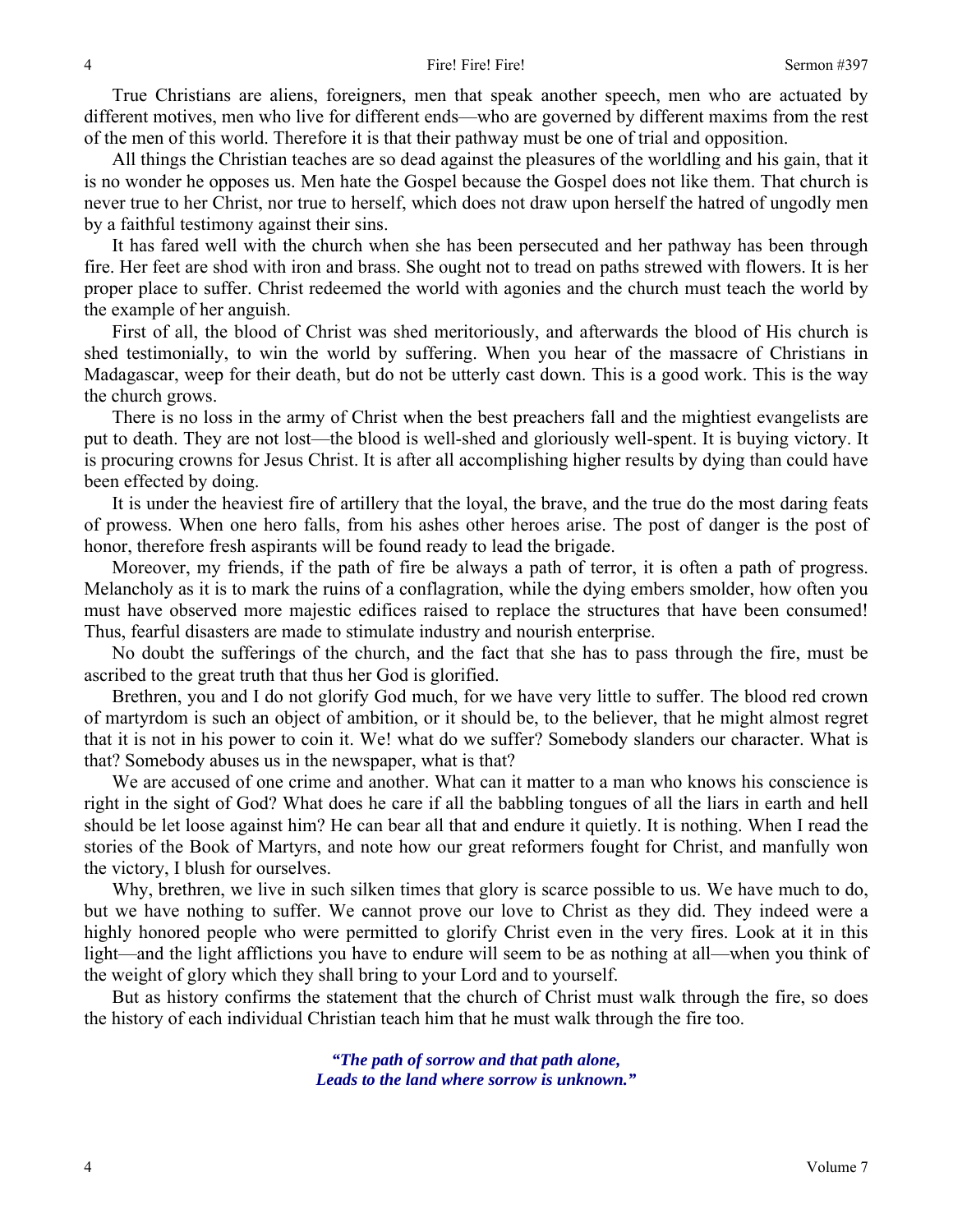True Christians are aliens, foreigners, men that speak another speech, men who are actuated by different motives, men who live for different ends—who are governed by different maxims from the rest of the men of this world. Therefore it is that their pathway must be one of trial and opposition.

All things the Christian teaches are so dead against the pleasures of the worldling and his gain, that it is no wonder he opposes us. Men hate the Gospel because the Gospel does not like them. That church is never true to her Christ, nor true to herself, which does not draw upon herself the hatred of ungodly men by a faithful testimony against their sins.

It has fared well with the church when she has been persecuted and her pathway has been through fire. Her feet are shod with iron and brass. She ought not to tread on paths strewed with flowers. It is her proper place to suffer. Christ redeemed the world with agonies and the church must teach the world by the example of her anguish.

First of all, the blood of Christ was shed meritoriously, and afterwards the blood of His church is shed testimonially, to win the world by suffering. When you hear of the massacre of Christians in Madagascar, weep for their death, but do not be utterly cast down. This is a good work. This is the way the church grows.

There is no loss in the army of Christ when the best preachers fall and the mightiest evangelists are put to death. They are not lost—the blood is well-shed and gloriously well-spent. It is buying victory. It is procuring crowns for Jesus Christ. It is after all accomplishing higher results by dying than could have been effected by doing.

It is under the heaviest fire of artillery that the loyal, the brave, and the true do the most daring feats of prowess. When one hero falls, from his ashes other heroes arise. The post of danger is the post of honor, therefore fresh aspirants will be found ready to lead the brigade.

Moreover, my friends, if the path of fire be always a path of terror, it is often a path of progress. Melancholy as it is to mark the ruins of a conflagration, while the dying embers smolder, how often you must have observed more majestic edifices raised to replace the structures that have been consumed! Thus, fearful disasters are made to stimulate industry and nourish enterprise.

No doubt the sufferings of the church, and the fact that she has to pass through the fire, must be ascribed to the great truth that thus her God is glorified.

Brethren, you and I do not glorify God much, for we have very little to suffer. The blood red crown of martyrdom is such an object of ambition, or it should be, to the believer, that he might almost regret that it is not in his power to coin it. We! what do we suffer? Somebody slanders our character. What is that? Somebody abuses us in the newspaper, what is that?

We are accused of one crime and another. What can it matter to a man who knows his conscience is right in the sight of God? What does he care if all the babbling tongues of all the liars in earth and hell should be let loose against him? He can bear all that and endure it quietly. It is nothing. When I read the stories of the Book of Martyrs, and note how our great reformers fought for Christ, and manfully won the victory, I blush for ourselves.

Why, brethren, we live in such silken times that glory is scarce possible to us. We have much to do, but we have nothing to suffer. We cannot prove our love to Christ as they did. They indeed were a highly honored people who were permitted to glorify Christ even in the very fires. Look at it in this light—and the light afflictions you have to endure will seem to be as nothing at all—when you think of the weight of glory which they shall bring to your Lord and to yourself.

But as history confirms the statement that the church of Christ must walk through the fire, so does the history of each individual Christian teach him that he must walk through the fire too.

*"The path of sorrow and that path alone,*
*Leads to the land where sorrow is unknown."*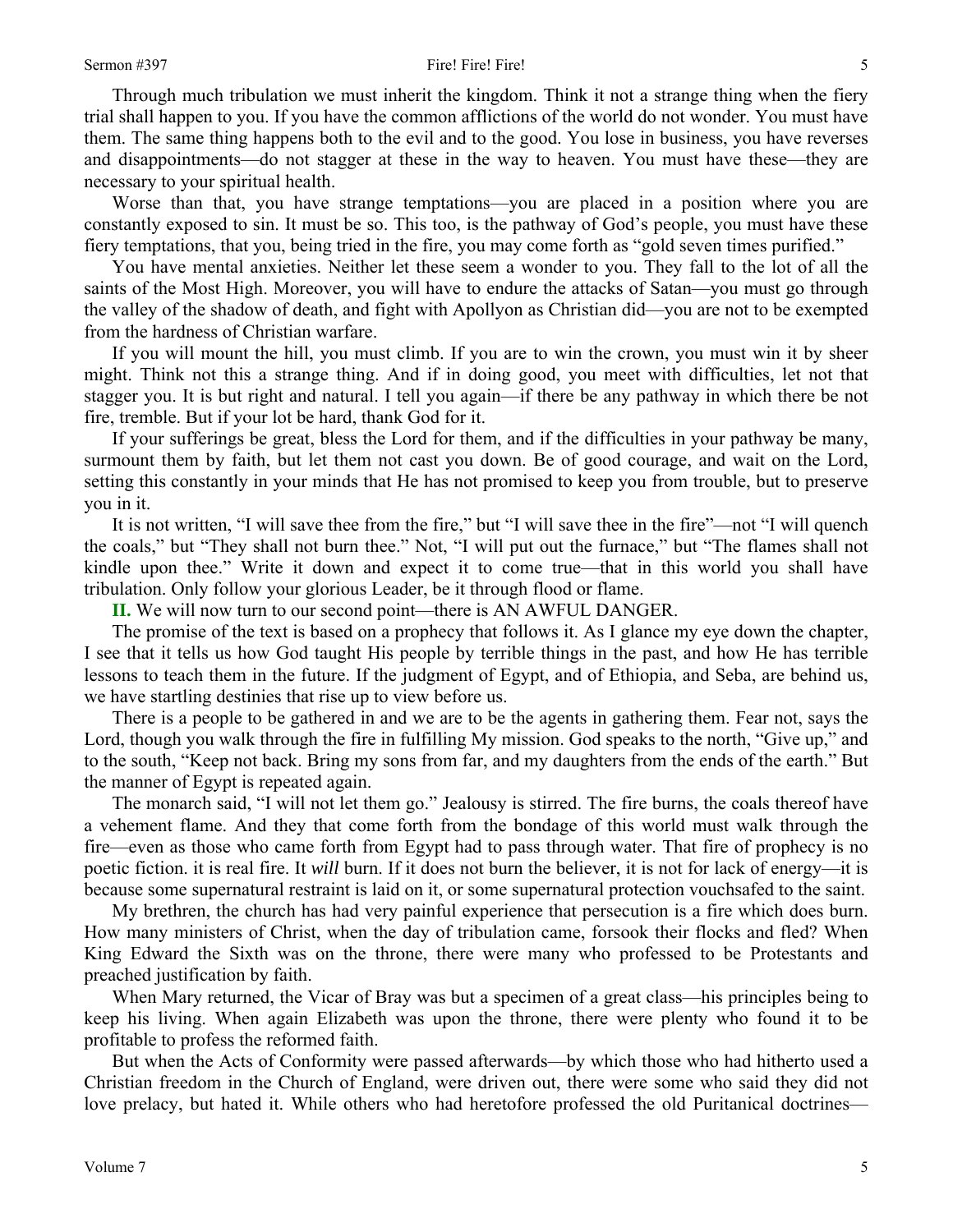Through much tribulation we must inherit the kingdom. Think it not a strange thing when the fiery trial shall happen to you. If you have the common afflictions of the world do not wonder. You must have them. The same thing happens both to the evil and to the good. You lose in business, you have reverses and disappointments—do not stagger at these in the way to heaven. You must have these—they are necessary to your spiritual health.

Worse than that, you have strange temptations—you are placed in a position where you are constantly exposed to sin. It must be so. This too, is the pathway of God's people, you must have these fiery temptations, that you, being tried in the fire, you may come forth as "gold seven times purified."

You have mental anxieties. Neither let these seem a wonder to you. They fall to the lot of all the saints of the Most High. Moreover, you will have to endure the attacks of Satan—you must go through the valley of the shadow of death, and fight with Apollyon as Christian did—you are not to be exempted from the hardness of Christian warfare.

If you will mount the hill, you must climb. If you are to win the crown, you must win it by sheer might. Think not this a strange thing. And if in doing good, you meet with difficulties, let not that stagger you. It is but right and natural. I tell you again—if there be any pathway in which there be not fire, tremble. But if your lot be hard, thank God for it.

If your sufferings be great, bless the Lord for them, and if the difficulties in your pathway be many, surmount them by faith, but let them not cast you down. Be of good courage, and wait on the Lord, setting this constantly in your minds that He has not promised to keep you from trouble, but to preserve you in it.

It is not written, "I will save thee from the fire," but "I will save thee in the fire"—not "I will quench the coals," but "They shall not burn thee." Not, "I will put out the furnace," but "The flames shall not kindle upon thee." Write it down and expect it to come true—that in this world you shall have tribulation. Only follow your glorious Leader, be it through flood or flame.

**II.** We will now turn to our second point—there is AN AWFUL DANGER.

The promise of the text is based on a prophecy that follows it. As I glance my eye down the chapter, I see that it tells us how God taught His people by terrible things in the past, and how He has terrible lessons to teach them in the future. If the judgment of Egypt, and of Ethiopia, and Seba, are behind us, we have startling destinies that rise up to view before us.

There is a people to be gathered in and we are to be the agents in gathering them. Fear not, says the Lord, though you walk through the fire in fulfilling My mission. God speaks to the north, "Give up," and to the south, "Keep not back. Bring my sons from far, and my daughters from the ends of the earth." But the manner of Egypt is repeated again.

The monarch said, "I will not let them go." Jealousy is stirred. The fire burns, the coals thereof have a vehement flame. And they that come forth from the bondage of this world must walk through the fire—even as those who came forth from Egypt had to pass through water. That fire of prophecy is no poetic fiction. it is real fire. It *will* burn. If it does not burn the believer, it is not for lack of energy—it is because some supernatural restraint is laid on it, or some supernatural protection vouchsafed to the saint.

My brethren, the church has had very painful experience that persecution is a fire which does burn. How many ministers of Christ, when the day of tribulation came, forsook their flocks and fled? When King Edward the Sixth was on the throne, there were many who professed to be Protestants and preached justification by faith.

When Mary returned, the Vicar of Bray was but a specimen of a great class—his principles being to keep his living. When again Elizabeth was upon the throne, there were plenty who found it to be profitable to profess the reformed faith.

But when the Acts of Conformity were passed afterwards—by which those who had hitherto used a Christian freedom in the Church of England, were driven out, there were some who said they did not love prelacy, but hated it. While others who had heretofore professed the old Puritanical doctrines—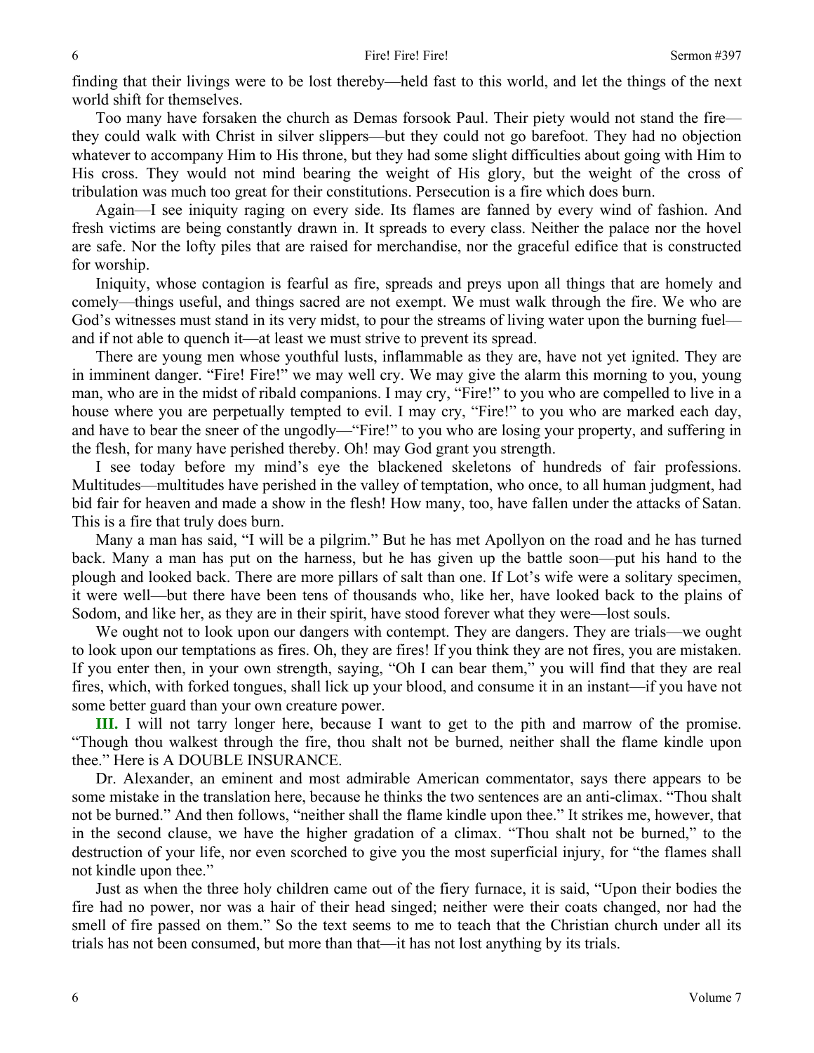finding that their livings were to be lost thereby—held fast to this world, and let the things of the next world shift for themselves.

Too many have forsaken the church as Demas forsook Paul. Their piety would not stand the fire—they could walk with Christ in silver slippers—but they could not go barefoot. They had no objection whatever to accompany Him to His throne, but they had some slight difficulties about going with Him to His cross. They would not mind bearing the weight of His glory, but the weight of the cross of tribulation was much too great for their constitutions. Persecution is a fire which does burn.

Again—I see iniquity raging on every side. Its flames are fanned by every wind of fashion. And fresh victims are being constantly drawn in. It spreads to every class. Neither the palace nor the hovel are safe. Nor the lofty piles that are raised for merchandise, nor the graceful edifice that is constructed for worship.

Iniquity, whose contagion is fearful as fire, spreads and preys upon all things that are homely and comely—things useful, and things sacred are not exempt. We must walk through the fire. We who are God's witnesses must stand in its very midst, to pour the streams of living water upon the burning fuel—and if not able to quench it—at least we must strive to prevent its spread.

There are young men whose youthful lusts, inflammable as they are, have not yet ignited. They are in imminent danger. "Fire! Fire!" we may well cry. We may give the alarm this morning to you, young man, who are in the midst of ribald companions. I may cry, "Fire!" to you who are compelled to live in a house where you are perpetually tempted to evil. I may cry, "Fire!" to you who are marked each day, and have to bear the sneer of the ungodly—"Fire!" to you who are losing your property, and suffering in the flesh, for many have perished thereby. Oh! may God grant you strength.

I see today before my mind's eye the blackened skeletons of hundreds of fair professions. Multitudes—multitudes have perished in the valley of temptation, who once, to all human judgment, had bid fair for heaven and made a show in the flesh! How many, too, have fallen under the attacks of Satan. This is a fire that truly does burn.

Many a man has said, "I will be a pilgrim." But he has met Apollyon on the road and he has turned back. Many a man has put on the harness, but he has given up the battle soon—put his hand to the plough and looked back. There are more pillars of salt than one. If Lot's wife were a solitary specimen, it were well—but there have been tens of thousands who, like her, have looked back to the plains of Sodom, and like her, as they are in their spirit, have stood forever what they were—lost souls.

We ought not to look upon our dangers with contempt. They are dangers. They are trials—we ought to look upon our temptations as fires. Oh, they are fires! If you think they are not fires, you are mistaken. If you enter then, in your own strength, saying, "Oh I can bear them," you will find that they are real fires, which, with forked tongues, shall lick up your blood, and consume it in an instant—if you have not some better guard than your own creature power.

**III.** I will not tarry longer here, because I want to get to the pith and marrow of the promise. "Though thou walkest through the fire, thou shalt not be burned, neither shall the flame kindle upon thee." Here is A DOUBLE INSURANCE.

Dr. Alexander, an eminent and most admirable American commentator, says there appears to be some mistake in the translation here, because he thinks the two sentences are an anti-climax. "Thou shalt not be burned." And then follows, "neither shall the flame kindle upon thee." It strikes me, however, that in the second clause, we have the higher gradation of a climax. "Thou shalt not be burned," to the destruction of your life, nor even scorched to give you the most superficial injury, for "the flames shall not kindle upon thee."

Just as when the three holy children came out of the fiery furnace, it is said, "Upon their bodies the fire had no power, nor was a hair of their head singed; neither were their coats changed, nor had the smell of fire passed on them." So the text seems to me to teach that the Christian church under all its trials has not been consumed, but more than that—it has not lost anything by its trials.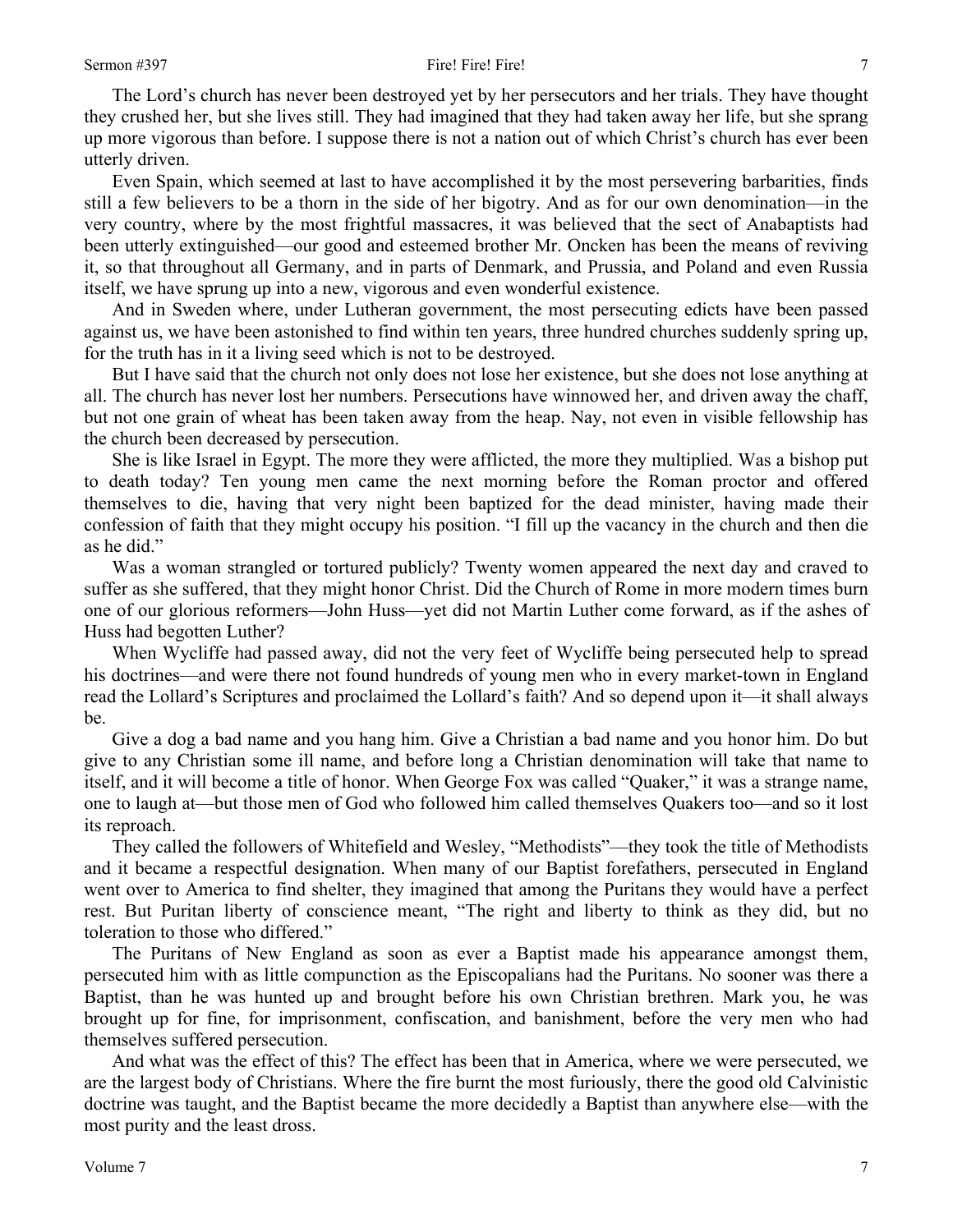The Lord's church has never been destroyed yet by her persecutors and her trials. They have thought they crushed her, but she lives still. They had imagined that they had taken away her life, but she sprang up more vigorous than before. I suppose there is not a nation out of which Christ's church has ever been utterly driven.

Even Spain, which seemed at last to have accomplished it by the most persevering barbarities, finds still a few believers to be a thorn in the side of her bigotry. And as for our own denomination—in the very country, where by the most frightful massacres, it was believed that the sect of Anabaptists had been utterly extinguished—our good and esteemed brother Mr. Oncken has been the means of reviving it, so that throughout all Germany, and in parts of Denmark, and Prussia, and Poland and even Russia itself, we have sprung up into a new, vigorous and even wonderful existence.

And in Sweden where, under Lutheran government, the most persecuting edicts have been passed against us, we have been astonished to find within ten years, three hundred churches suddenly spring up, for the truth has in it a living seed which is not to be destroyed.

But I have said that the church not only does not lose her existence, but she does not lose anything at all. The church has never lost her numbers. Persecutions have winnowed her, and driven away the chaff, but not one grain of wheat has been taken away from the heap. Nay, not even in visible fellowship has the church been decreased by persecution.

She is like Israel in Egypt. The more they were afflicted, the more they multiplied. Was a bishop put to death today? Ten young men came the next morning before the Roman proctor and offered themselves to die, having that very night been baptized for the dead minister, having made their confession of faith that they might occupy his position. "I fill up the vacancy in the church and then die as he did."

Was a woman strangled or tortured publicly? Twenty women appeared the next day and craved to suffer as she suffered, that they might honor Christ. Did the Church of Rome in more modern times burn one of our glorious reformers—John Huss—yet did not Martin Luther come forward, as if the ashes of Huss had begotten Luther?

When Wycliffe had passed away, did not the very feet of Wycliffe being persecuted help to spread his doctrines—and were there not found hundreds of young men who in every market-town in England read the Lollard's Scriptures and proclaimed the Lollard's faith? And so depend upon it—it shall always be.

Give a dog a bad name and you hang him. Give a Christian a bad name and you honor him. Do but give to any Christian some ill name, and before long a Christian denomination will take that name to itself, and it will become a title of honor. When George Fox was called "Quaker," it was a strange name, one to laugh at—but those men of God who followed him called themselves Quakers too—and so it lost its reproach.

They called the followers of Whitefield and Wesley, "Methodists"—they took the title of Methodists and it became a respectful designation. When many of our Baptist forefathers, persecuted in England went over to America to find shelter, they imagined that among the Puritans they would have a perfect rest. But Puritan liberty of conscience meant, "The right and liberty to think as they did, but no toleration to those who differed."

The Puritans of New England as soon as ever a Baptist made his appearance amongst them, persecuted him with as little compunction as the Episcopalians had the Puritans. No sooner was there a Baptist, than he was hunted up and brought before his own Christian brethren. Mark you, he was brought up for fine, for imprisonment, confiscation, and banishment, before the very men who had themselves suffered persecution.

And what was the effect of this? The effect has been that in America, where we were persecuted, we are the largest body of Christians. Where the fire burnt the most furiously, there the good old Calvinistic doctrine was taught, and the Baptist became the more decidedly a Baptist than anywhere else—with the most purity and the least dross.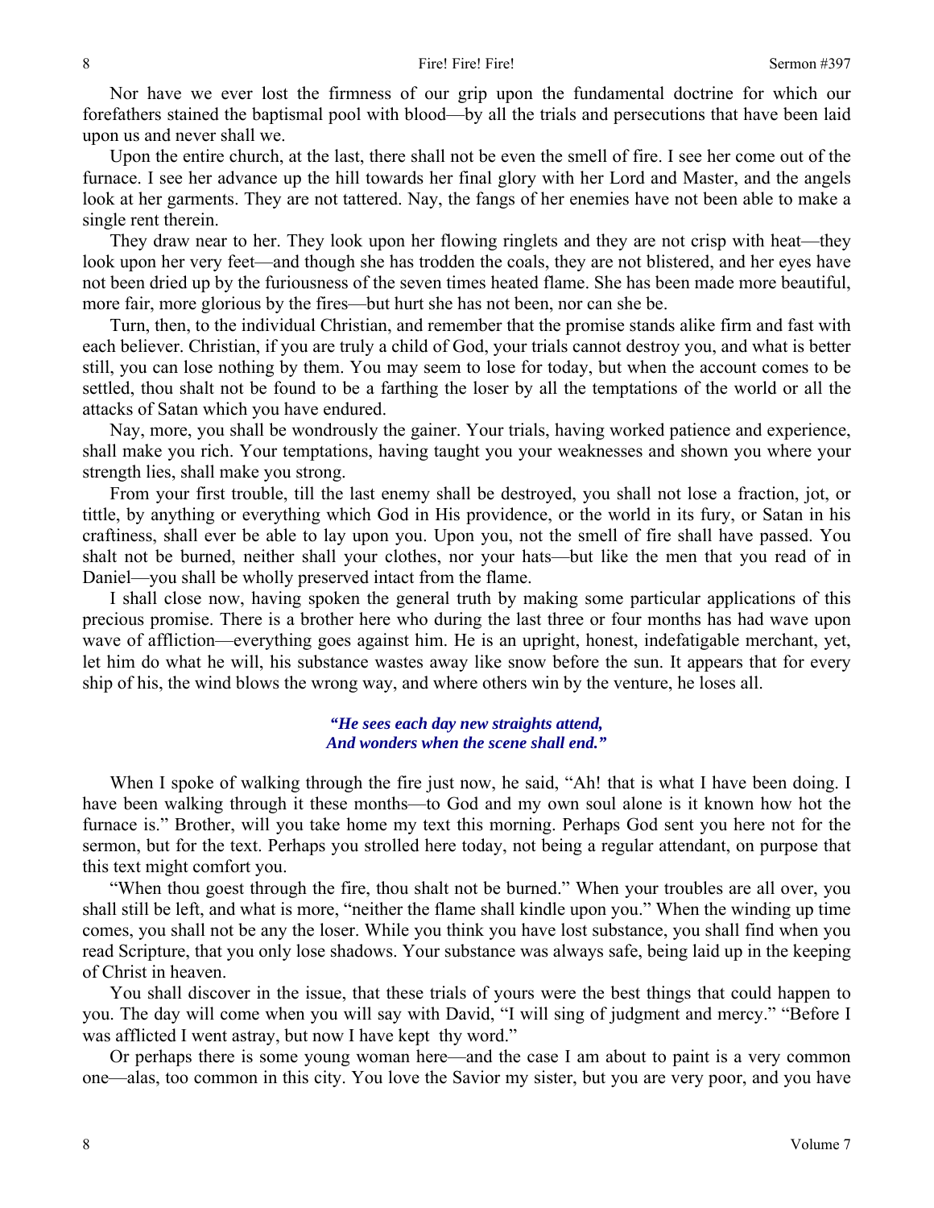Nor have we ever lost the firmness of our grip upon the fundamental doctrine for which our forefathers stained the baptismal pool with blood—by all the trials and persecutions that have been laid upon us and never shall we.

Upon the entire church, at the last, there shall not be even the smell of fire. I see her come out of the furnace. I see her advance up the hill towards her final glory with her Lord and Master, and the angels look at her garments. They are not tattered. Nay, the fangs of her enemies have not been able to make a single rent therein.

They draw near to her. They look upon her flowing ringlets and they are not crisp with heat—they look upon her very feet—and though she has trodden the coals, they are not blistered, and her eyes have not been dried up by the furiousness of the seven times heated flame. She has been made more beautiful, more fair, more glorious by the fires—but hurt she has not been, nor can she be.

Turn, then, to the individual Christian, and remember that the promise stands alike firm and fast with each believer. Christian, if you are truly a child of God, your trials cannot destroy you, and what is better still, you can lose nothing by them. You may seem to lose for today, but when the account comes to be settled, thou shalt not be found to be a farthing the loser by all the temptations of the world or all the attacks of Satan which you have endured.

Nay, more, you shall be wondrously the gainer. Your trials, having worked patience and experience, shall make you rich. Your temptations, having taught you your weaknesses and shown you where your strength lies, shall make you strong.

From your first trouble, till the last enemy shall be destroyed, you shall not lose a fraction, jot, or tittle, by anything or everything which God in His providence, or the world in its fury, or Satan in his craftiness, shall ever be able to lay upon you. Upon you, not the smell of fire shall have passed. You shalt not be burned, neither shall your clothes, nor your hats—but like the men that you read of in Daniel—you shall be wholly preserved intact from the flame.

I shall close now, having spoken the general truth by making some particular applications of this precious promise. There is a brother here who during the last three or four months has had wave upon wave of affliction—everything goes against him. He is an upright, honest, indefatigable merchant, yet, let him do what he will, his substance wastes away like snow before the sun. It appears that for every ship of his, the wind blows the wrong way, and where others win by the venture, he loses all.

***"He sees each day new straights attend,***
***And wonders when the scene shall end."***

When I spoke of walking through the fire just now, he said, "Ah! that is what I have been doing. I have been walking through it these months—to God and my own soul alone is it known how hot the furnace is." Brother, will you take home my text this morning. Perhaps God sent you here not for the sermon, but for the text. Perhaps you strolled here today, not being a regular attendant, on purpose that this text might comfort you.

"When thou goest through the fire, thou shalt not be burned." When your troubles are all over, you shall still be left, and what is more, "neither the flame shall kindle upon you." When the winding up time comes, you shall not be any the loser. While you think you have lost substance, you shall find when you read Scripture, that you only lose shadows. Your substance was always safe, being laid up in the keeping of Christ in heaven.

You shall discover in the issue, that these trials of yours were the best things that could happen to you. The day will come when you will say with David, "I will sing of judgment and mercy." "Before I was afflicted I went astray, but now I have kept thy word."

Or perhaps there is some young woman here—and the case I am about to paint is a very common one—alas, too common in this city. You love the Savior my sister, but you are very poor, and you have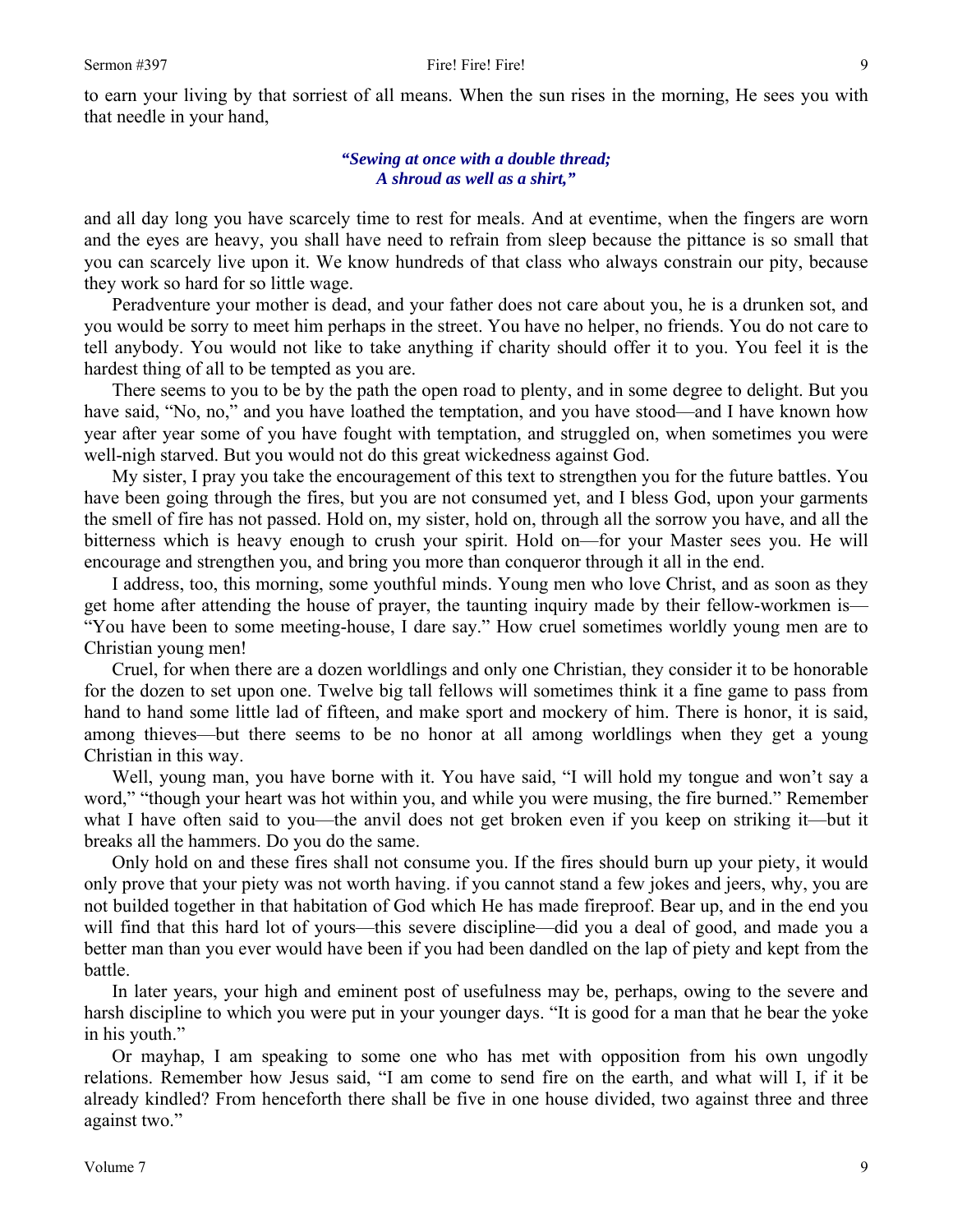to earn your living by that sorriest of all means. When the sun rises in the morning, He sees you with that needle in your hand,

> ***"Sewing at once with a double thread;***
> ***A shroud as well as a shirt,"***

and all day long you have scarcely time to rest for meals. And at eventime, when the fingers are worn and the eyes are heavy, you shall have need to refrain from sleep because the pittance is so small that you can scarcely live upon it. We know hundreds of that class who always constrain our pity, because they work so hard for so little wage.

Peradventure your mother is dead, and your father does not care about you, he is a drunken sot, and you would be sorry to meet him perhaps in the street. You have no helper, no friends. You do not care to tell anybody. You would not like to take anything if charity should offer it to you. You feel it is the hardest thing of all to be tempted as you are.

There seems to you to be by the path the open road to plenty, and in some degree to delight. But you have said, "No, no," and you have loathed the temptation, and you have stood—and I have known how year after year some of you have fought with temptation, and struggled on, when sometimes you were well-nigh starved. But you would not do this great wickedness against God.

My sister, I pray you take the encouragement of this text to strengthen you for the future battles. You have been going through the fires, but you are not consumed yet, and I bless God, upon your garments the smell of fire has not passed. Hold on, my sister, hold on, through all the sorrow you have, and all the bitterness which is heavy enough to crush your spirit. Hold on—for your Master sees you. He will encourage and strengthen you, and bring you more than conqueror through it all in the end.

I address, too, this morning, some youthful minds. Young men who love Christ, and as soon as they get home after attending the house of prayer, the taunting inquiry made by their fellow-workmen is—"You have been to some meeting-house, I dare say." How cruel sometimes worldly young men are to Christian young men!

Cruel, for when there are a dozen worldlings and only one Christian, they consider it to be honorable for the dozen to set upon one. Twelve big tall fellows will sometimes think it a fine game to pass from hand to hand some little lad of fifteen, and make sport and mockery of him. There is honor, it is said, among thieves—but there seems to be no honor at all among worldlings when they get a young Christian in this way.

Well, young man, you have borne with it. You have said, "I will hold my tongue and won't say a word," "though your heart was hot within you, and while you were musing, the fire burned." Remember what I have often said to you—the anvil does not get broken even if you keep on striking it—but it breaks all the hammers. Do you do the same.

Only hold on and these fires shall not consume you. If the fires should burn up your piety, it would only prove that your piety was not worth having. if you cannot stand a few jokes and jeers, why, you are not builded together in that habitation of God which He has made fireproof. Bear up, and in the end you will find that this hard lot of yours—this severe discipline—did you a deal of good, and made you a better man than you ever would have been if you had been dandled on the lap of piety and kept from the battle.

In later years, your high and eminent post of usefulness may be, perhaps, owing to the severe and harsh discipline to which you were put in your younger days. "It is good for a man that he bear the yoke in his youth."

Or mayhap, I am speaking to some one who has met with opposition from his own ungodly relations. Remember how Jesus said, "I am come to send fire on the earth, and what will I, if it be already kindled? From henceforth there shall be five in one house divided, two against three and three against two."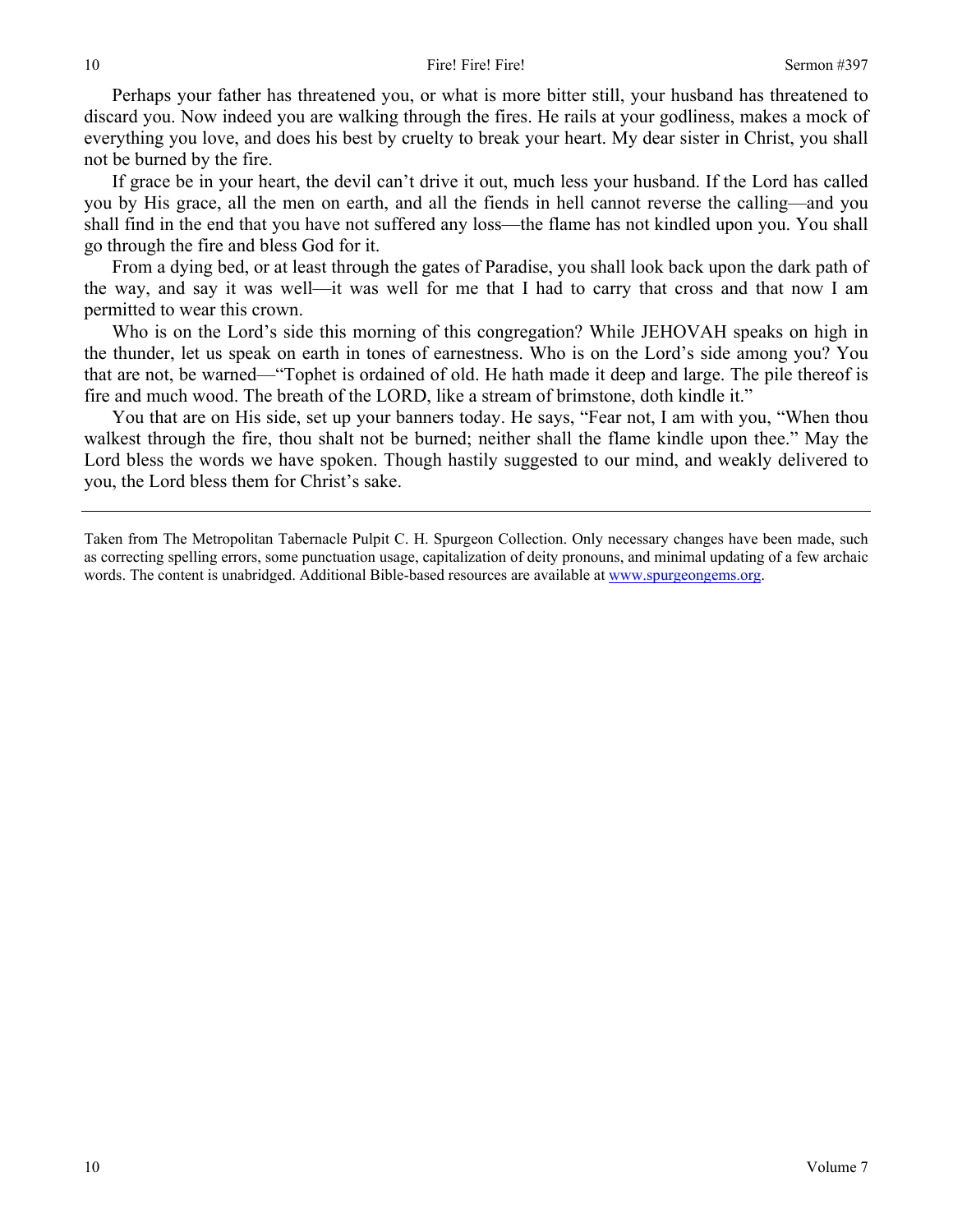Perhaps your father has threatened you, or what is more bitter still, your husband has threatened to discard you. Now indeed you are walking through the fires. He rails at your godliness, makes a mock of everything you love, and does his best by cruelty to break your heart. My dear sister in Christ, you shall not be burned by the fire.

If grace be in your heart, the devil can't drive it out, much less your husband. If the Lord has called you by His grace, all the men on earth, and all the fiends in hell cannot reverse the calling—and you shall find in the end that you have not suffered any loss—the flame has not kindled upon you. You shall go through the fire and bless God for it.

From a dying bed, or at least through the gates of Paradise, you shall look back upon the dark path of the way, and say it was well—it was well for me that I had to carry that cross and that now I am permitted to wear this crown.

Who is on the Lord's side this morning of this congregation? While JEHOVAH speaks on high in the thunder, let us speak on earth in tones of earnestness. Who is on the Lord's side among you? You that are not, be warned—"Tophet is ordained of old. He hath made it deep and large. The pile thereof is fire and much wood. The breath of the LORD, like a stream of brimstone, doth kindle it."

You that are on His side, set up your banners today. He says, "Fear not, I am with you, "When thou walkest through the fire, thou shalt not be burned; neither shall the flame kindle upon thee." May the Lord bless the words we have spoken. Though hastily suggested to our mind, and weakly delivered to you, the Lord bless them for Christ's sake.

---

Taken from The Metropolitan Tabernacle Pulpit C. H. Spurgeon Collection. Only necessary changes have been made, such as correcting spelling errors, some punctuation usage, capitalization of deity pronouns, and minimal updating of a few archaic words. The content is unabridged. Additional Bible-based resources are available at www.spurgeongems.org.